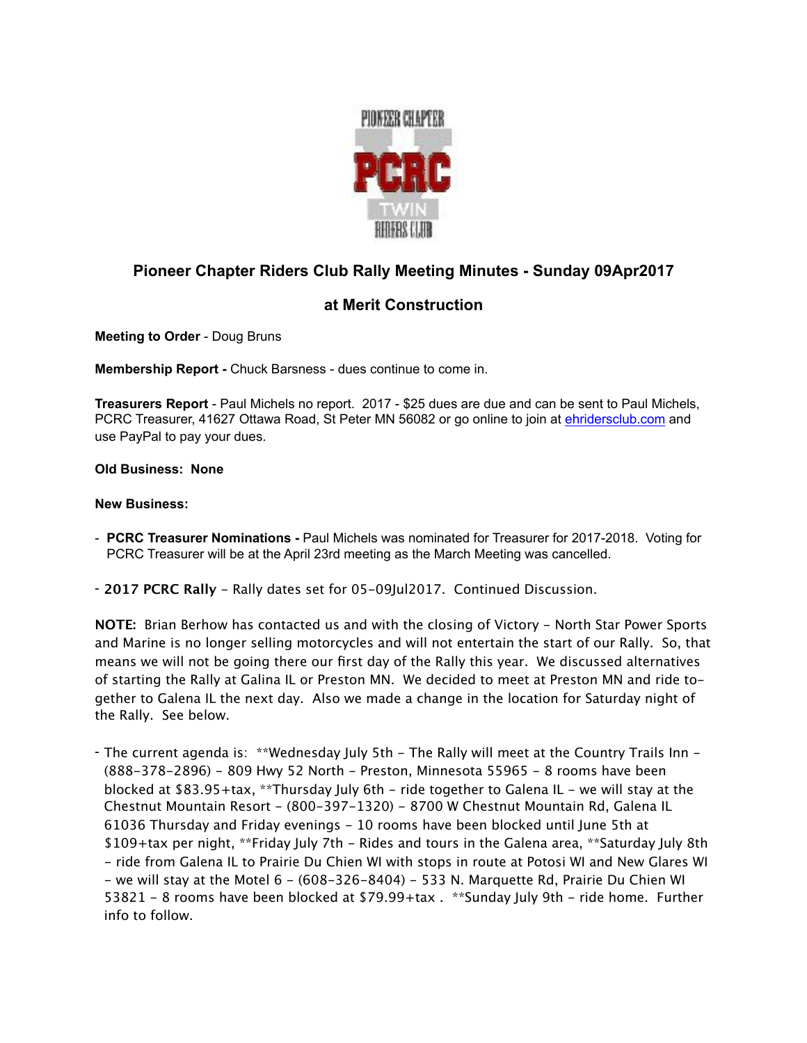PIONEER CHAPTER

PCRC

TWIN

RIDERS CLUB

## Pioneer Chapter Riders Club Rally Meeting Minutes - Sunday 09Apr2017

## at Merit Construction

**Meeting to Order** - Doug Bruns

**Membership Report -** Chuck Barsness - dues continue to come in.

**Treasurers Report** - Paul Michels no report. 2017 - $25 dues are due and can be sent to Paul Michels, PCRC Treasurer, 41627 Ottawa Road, St Peter MN 56082 or go online to join at ehridersclub.com and use PayPal to pay your dues.

**Old Business: None**

**New Business:**

- **PCRC Treasurer Nominations -** Paul Michels was nominated for Treasurer for 2017-2018. Voting for PCRC Treasurer will be at the April 23rd meeting as the March Meeting was cancelled.

- **2017 PCRC Rally** - Rally dates set for 05-09Jul2017. Continued Discussion.

**NOTE:** Brian Berhow has contacted us and with the closing of Victory - North Star Power Sports and Marine is no longer selling motorcycles and will not entertain the start of our Rally. So, that means we will not be going there our first day of the Rally this year. We discussed alternatives of starting the Rally at Galina IL or Preston MN. We decided to meet at Preston MN and ride together to Galena IL the next day. Also we made a change in the location for Saturday night of the Rally. See below.

- The current agenda is: **Wednesday July 5th - The Rally will meet at the Country Trails Inn - (888-378-2896) - 809 Hwy 52 North - Preston, Minnesota 55965 - 8 rooms have been blocked at $83.95+tax, **Thursday July 6th - ride together to Galena IL - we will stay at the Chestnut Mountain Resort - (800-397-1320) - 8700 W Chestnut Mountain Rd, Galena IL 61036 Thursday and Friday evenings - 10 rooms have been blocked until June 5th at $109+tax per night, **Friday July 7th - Rides and tours in the Galena area, **Saturday July 8th - ride from Galena IL to Prairie Du Chien WI with stops in route at Potosi WI and New Glares WI - we will stay at the Motel 6 - (608-326-8404) - 533 N. Marquette Rd, Prairie Du Chien WI 53821 - 8 rooms have been blocked at $79.99+tax . **Sunday July 9th - ride home. Further info to follow.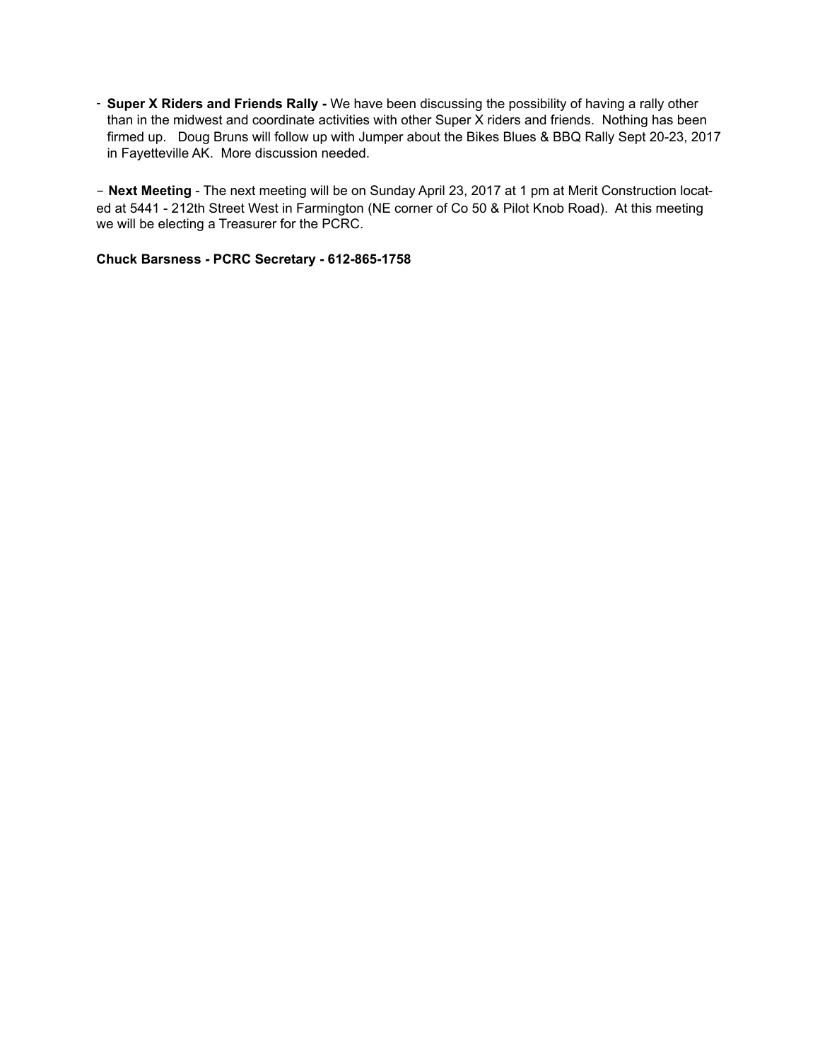- **Super X Riders and Friends Rally -** We have been discussing the possibility of having a rally other than in the midwest and coordinate activities with other Super X riders and friends. Nothing has been firmed up. Doug Bruns will follow up with Jumper about the Bikes Blues & BBQ Rally Sept 20-23, 2017 in Fayetteville AK. More discussion needed.

- **Next Meeting** - The next meeting will be on Sunday April 23, 2017 at 1 pm at Merit Construction located at 5441 - 212th Street West in Farmington (NE corner of Co 50 & Pilot Knob Road). At this meeting we will be electing a Treasurer for the PCRC.

**Chuck Barsness - PCRC Secretary - 612-865-1758**